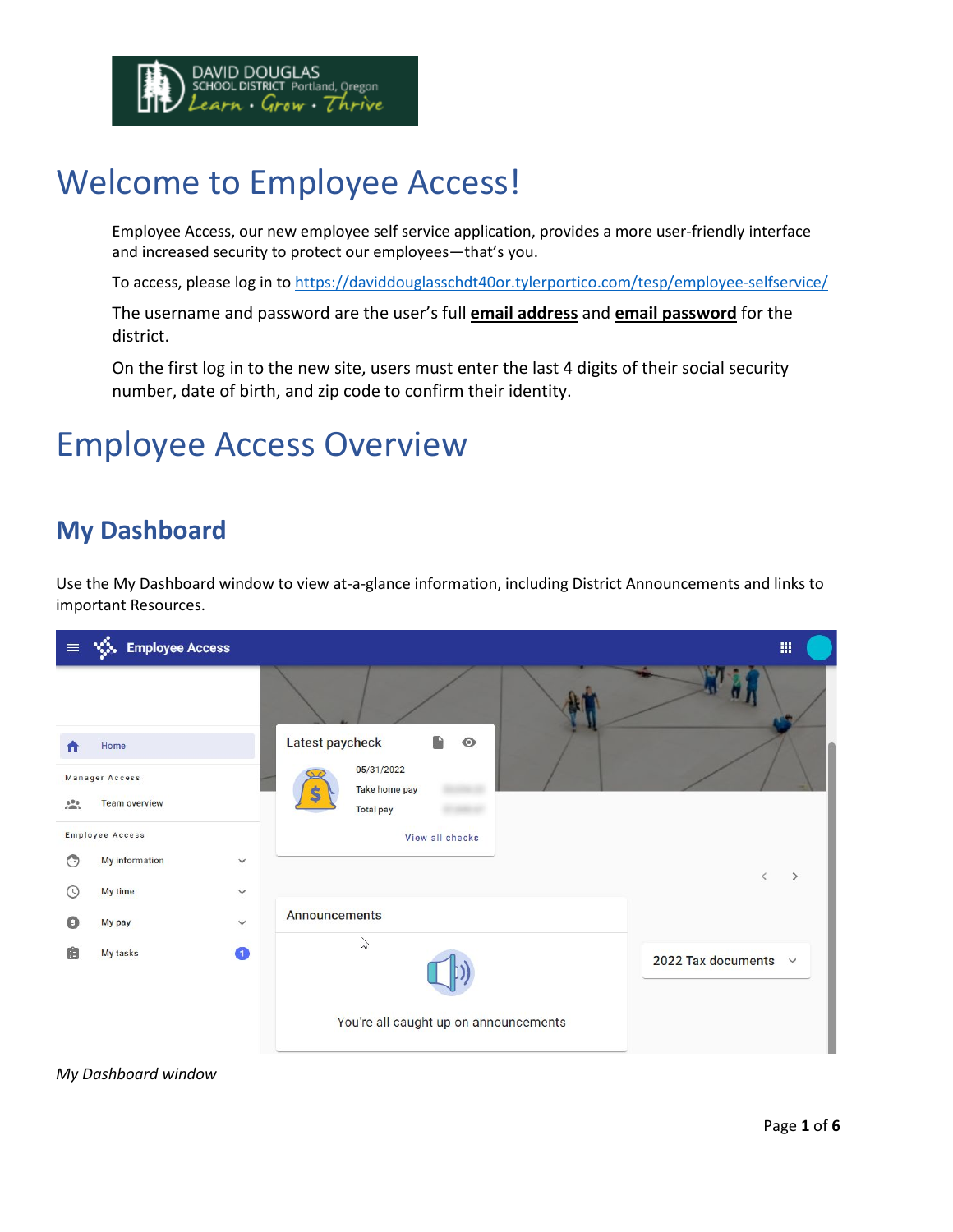# Welcome to Employee Access!

Employee Access, our new employee self service application, provides a more user-friendly interface and increased security to protect our employees—that's you.

To access, please log in to https://daviddouglasschdt40or.tylerportico.com/tesp/employee-selfservice/

The username and password are the user's full **email address** and **email password** for the district.

On the first log in to the new site, users must enter the last 4 digits of their social security number, date of birth, and zip code to confirm their identity.

# Employee Access Overview

## My Dashboard

Use the My Dashboard window to view at-a-glance information, including District Announcements and links to important Resources.

*My Dashboard window*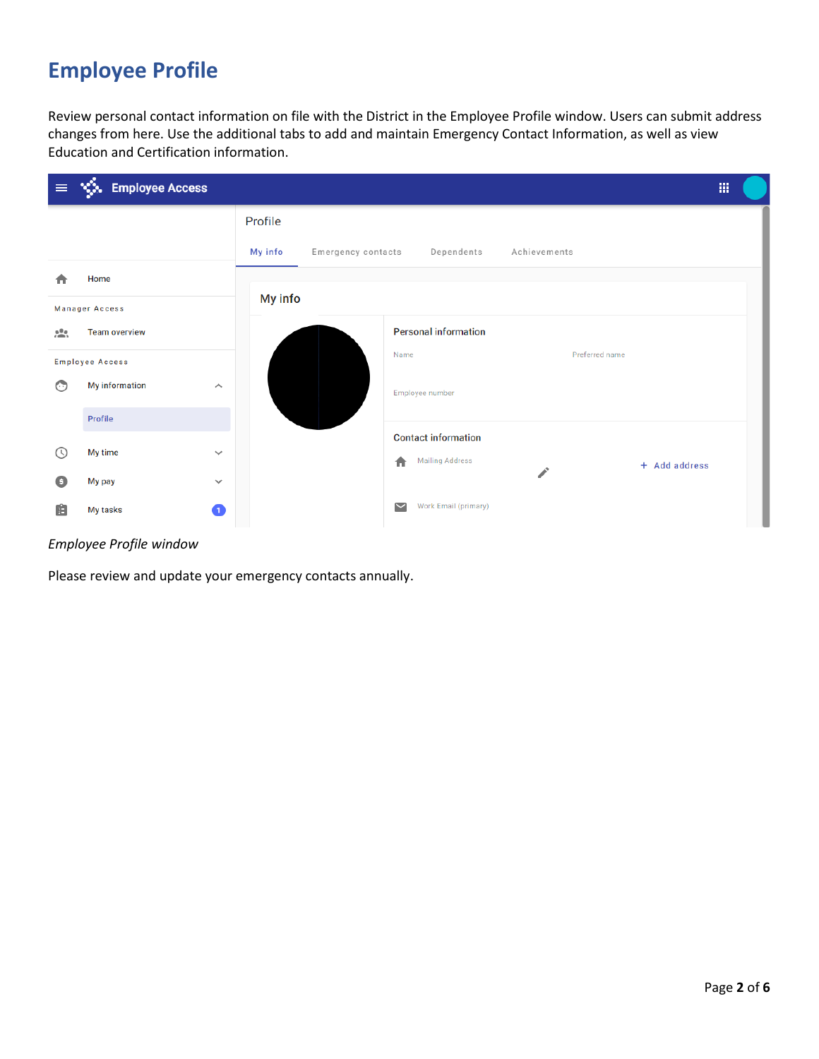# Employee Profile

Review personal contact information on file with the District in the Employee Profile window. Users can submit address changes from here. Use the additional tabs to add and maintain Emergency Contact Information, as well as view Education and Certification information.

*Employee Profile window*

Please review and update your emergency contacts annually.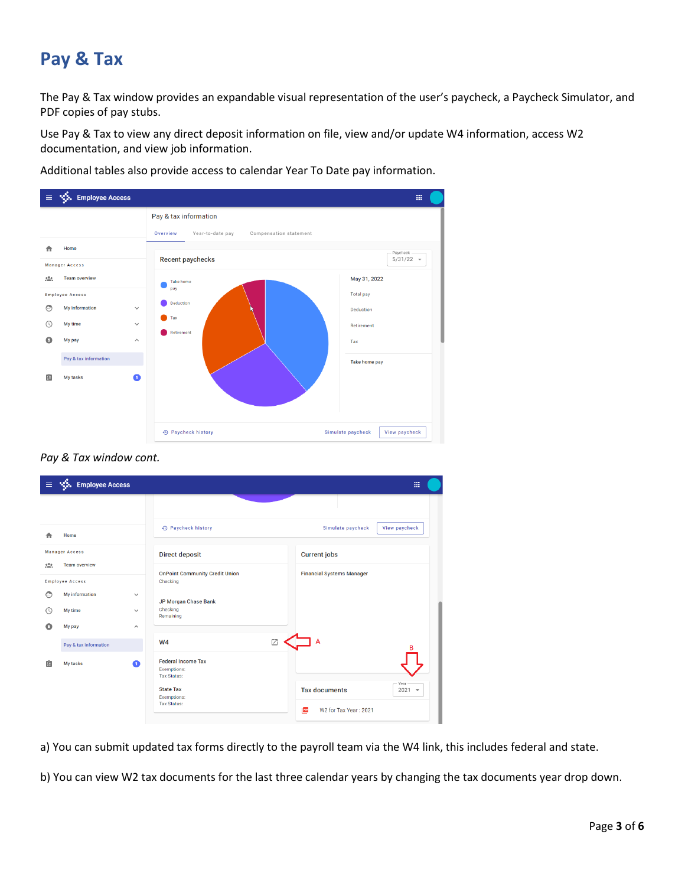# Pay & Tax

The Pay & Tax window provides an expandable visual representation of the user's paycheck, a Paycheck Simulator, and PDF copies of pay stubs.

Use Pay & Tax to view any direct deposit information on file, view and/or update W4 information, access W2 documentation, and view job information.

Additional tables also provide access to calendar Year To Date pay information.

*Pay & Tax window cont.*

a) You can submit updated tax forms directly to the payroll team via the W4 link, this includes federal and state.

b) You can view W2 tax documents for the last three calendar years by changing the tax documents year drop down.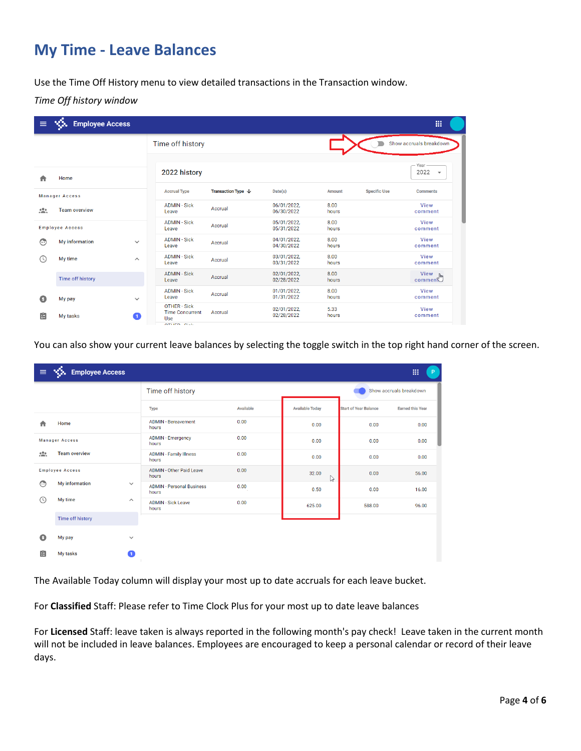# My Time - Leave Balances

Use the Time Off History menu to view detailed transactions in the Transaction window.

*Time Off history window*

You can also show your current leave balances by selecting the toggle switch in the top right hand corner of the screen.

The Available Today column will display your most up to date accruals for each leave bucket.

For **Classified** Staff: Please refer to Time Clock Plus for your most up to date leave balances

For **Licensed** Staff: leave taken is always reported in the following month's pay check! Leave taken in the current month will not be included in leave balances. Employees are encouraged to keep a personal calendar or record of their leave days.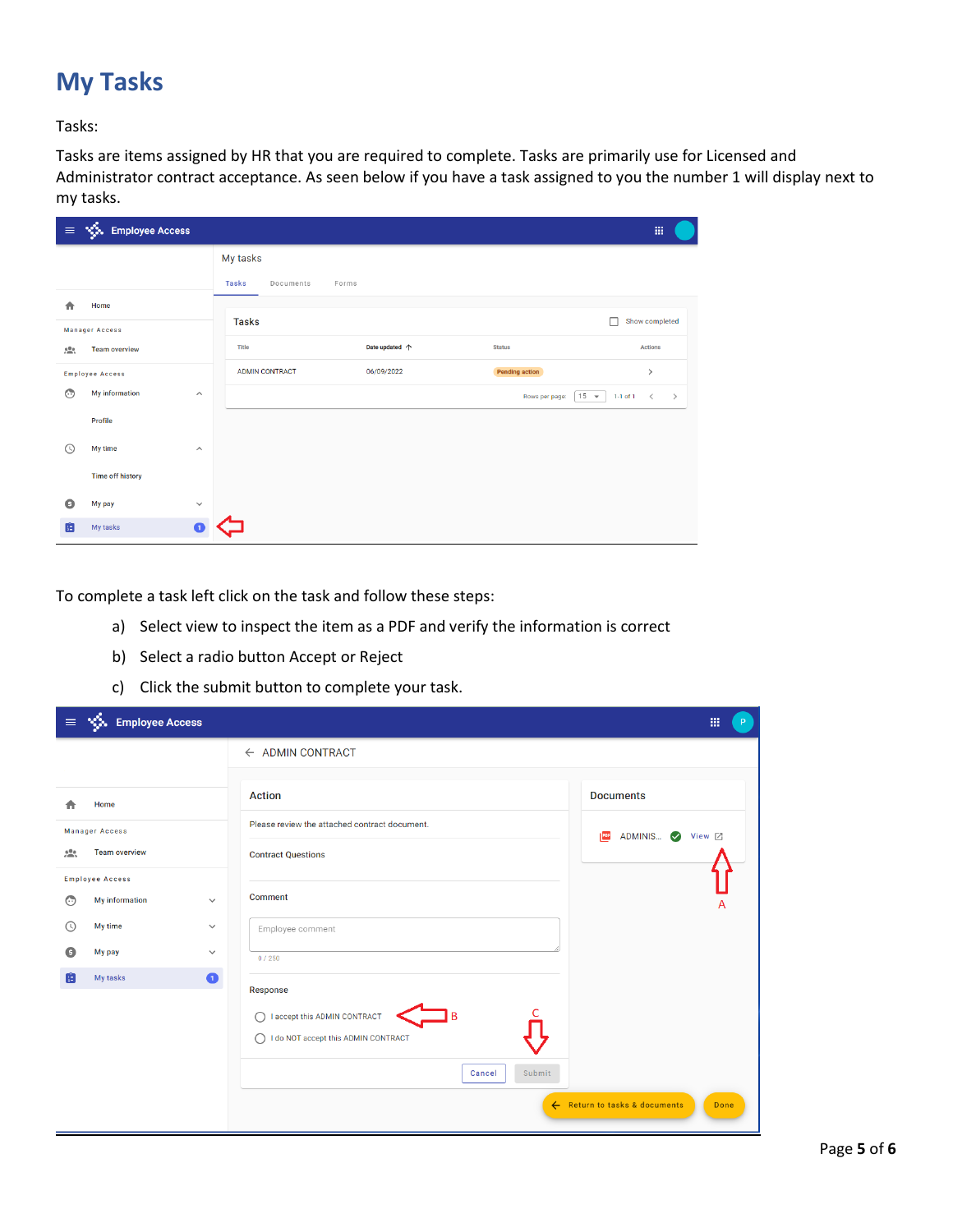# My Tasks

Tasks:

Tasks are items assigned by HR that you are required to complete. Tasks are primarily use for Licensed and Administrator contract acceptance. As seen below if you have a task assigned to you the number 1 will display next to my tasks.

To complete a task left click on the task and follow these steps:

a) Select view to inspect the item as a PDF and verify the information is correct

b) Select a radio button Accept or Reject

c) Click the submit button to complete your task.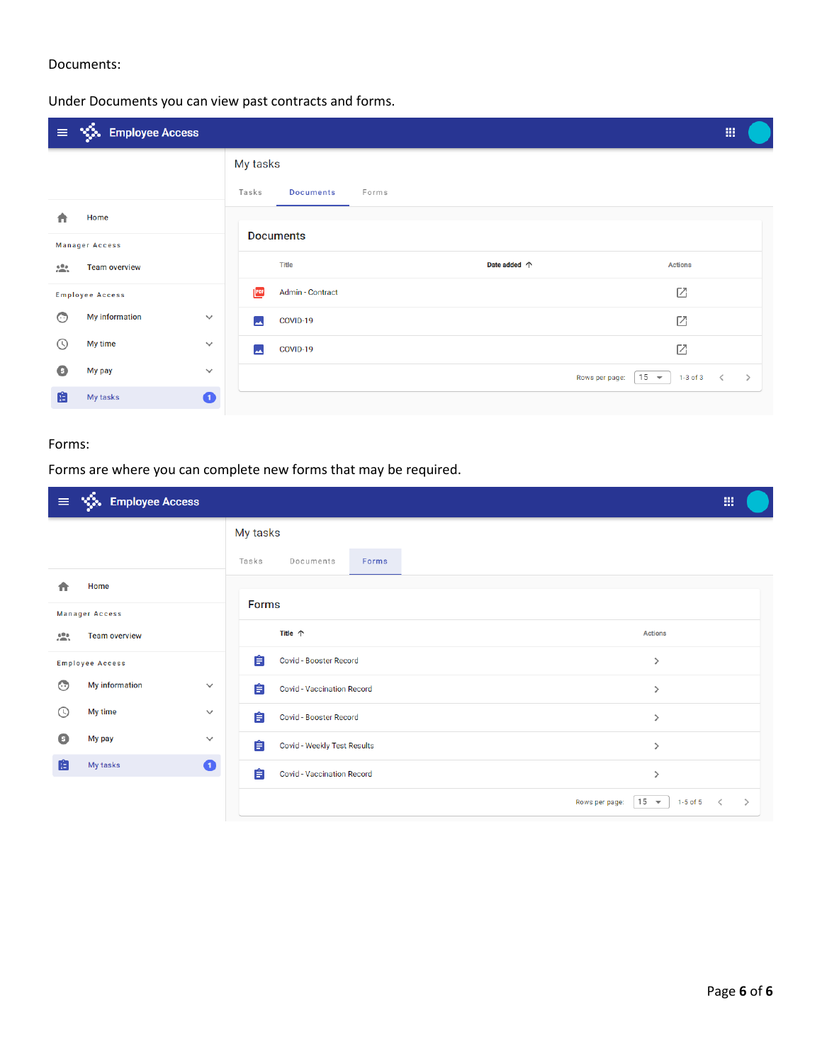Documents:

Under Documents you can view past contracts and forms.

Employee Access

My tasks

Tasks | Documents | Forms

Home

Manager Access

Team overview

Employee Access

My information

My time

My pay

My tasks 1

Documents

| Title | Date added ↑ | Actions |
|---|---|---|
| Admin - Contract | | |
| COVID-19 | | |
| COVID-19 | | |

Rows per page: 15 1-3 of 3

Forms:

Forms are where you can complete new forms that may be required.

Employee Access

My tasks

Tasks | Documents | Forms

Home

Manager Access

Team overview

Employee Access

My information

My time

My pay

My tasks 1

Forms

| Title ↑ | Actions |
|---|---|
| Covid - Booster Record | > |
| Covid - Vaccination Record | > |
| Covid - Booster Record | > |
| Covid - Weekly Test Results | > |
| Covid - Vaccination Record | > |

Rows per page: 15 1-5 of 5